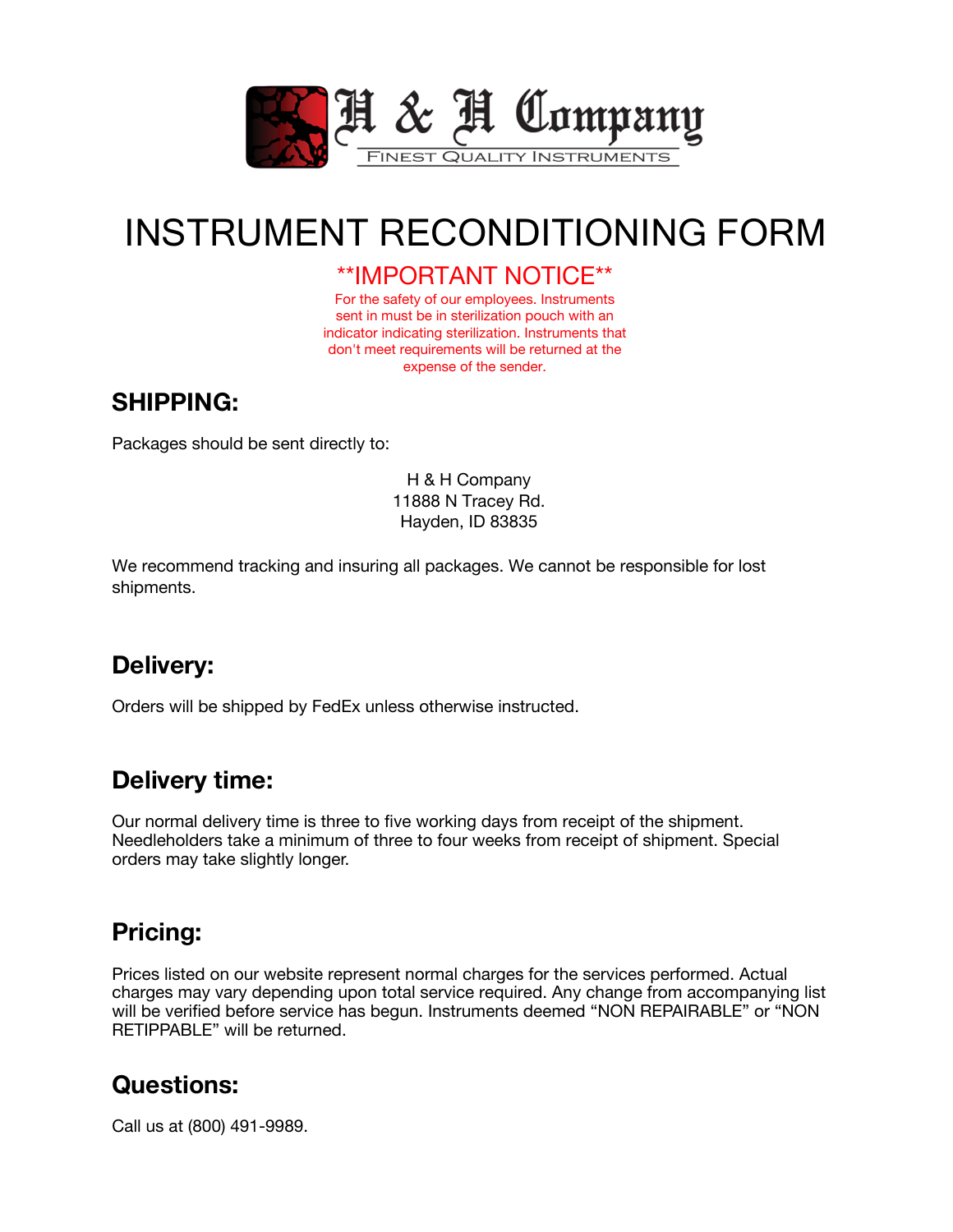H & H Company

FINEST QUALITY INSTRUMENTS

# INSTRUMENT RECONDITIONING FORM

**IMPORTANT NOTICE**

For the safety of our employees. Instruments sent in must be in sterilization pouch with an indicator indicating sterilization. Instruments that don't meet requirements will be returned at the expense of the sender.

## SHIPPING:

Packages should be sent directly to:

H & H Company
11888 N Tracey Rd.
Hayden, ID 83835

We recommend tracking and insuring all packages. We cannot be responsible for lost shipments.

## Delivery:

Orders will be shipped by FedEx unless otherwise instructed.

## Delivery time:

Our normal delivery time is three to five working days from receipt of the shipment. Needleholders take a minimum of three to four weeks from receipt of shipment. Special orders may take slightly longer.

## Pricing:

Prices listed on our website represent normal charges for the services performed. Actual charges may vary depending upon total service required. Any change from accompanying list will be verified before service has begun. Instruments deemed "NON REPAIRABLE" or "NON RETIPPABLE" will be returned.

## Questions:

Call us at (800) 491-9989.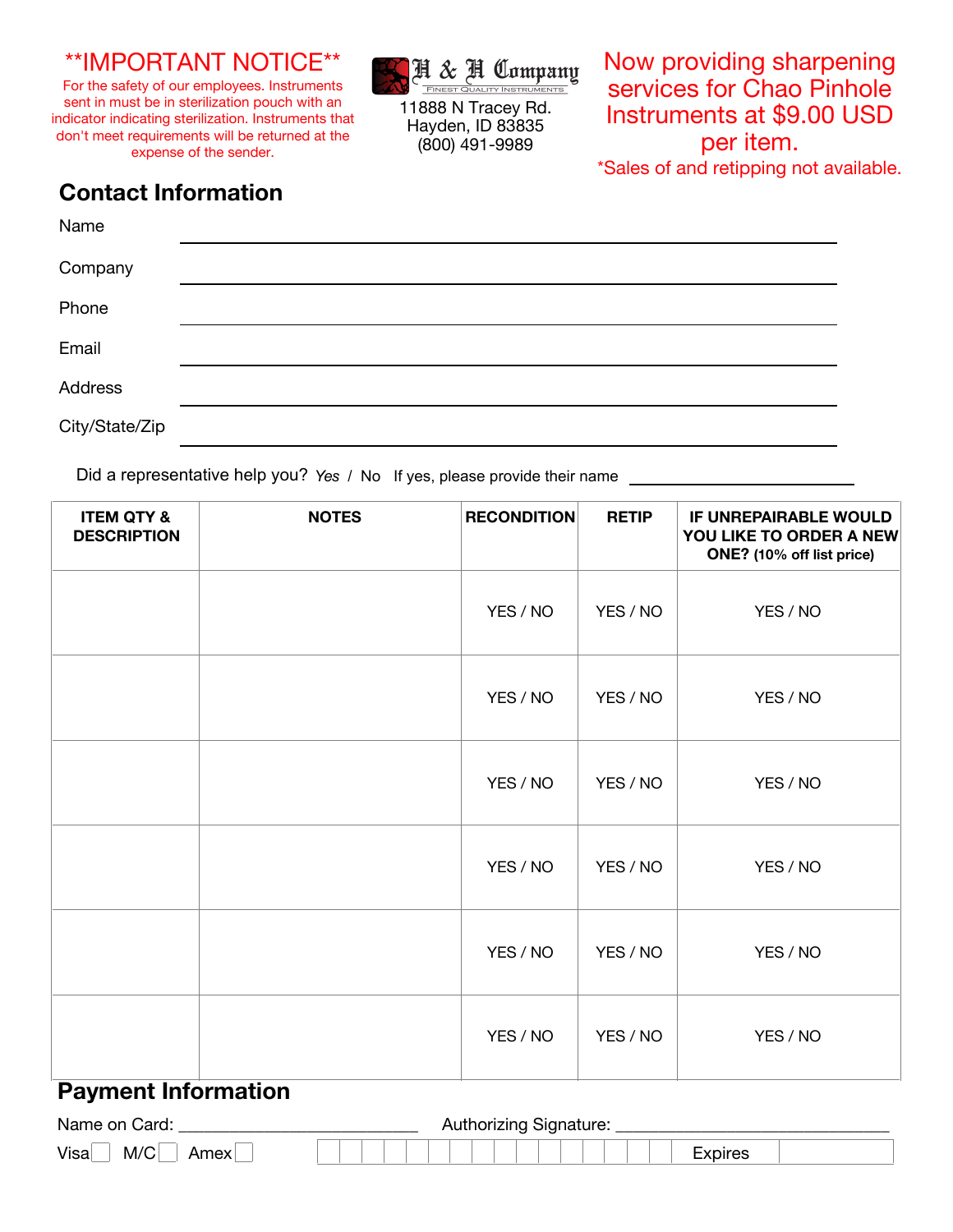**IMPORTANT NOTICE**

For the safety of our employees. Instruments sent in must be in sterilization pouch with an indicator indicating sterilization. Instruments that don't meet requirements will be returned at the expense of the sender.

H & H Company
Finest Quality Instruments

11888 N Tracey Rd.
Hayden, ID 83835
(800) 491-9989

Now providing sharpening services for Chao Pinhole Instruments at $9.00 USD per item.

*Sales of and retipping not available.

## Contact Information

Name \_\_\_\_\_\_\_\_\_\_\_\_\_\_\_\_\_\_\_\_\_\_\_\_\_\_\_\_\_\_\_\_

Company \_\_\_\_\_\_\_\_\_\_\_\_\_\_\_\_\_\_\_\_\_\_\_\_\_\_\_\_\_\_\_\_

Phone \_\_\_\_\_\_\_\_\_\_\_\_\_\_\_\_\_\_\_\_\_\_\_\_\_\_\_\_\_\_\_\_

Email \_\_\_\_\_\_\_\_\_\_\_\_\_\_\_\_\_\_\_\_\_\_\_\_\_\_\_\_\_\_\_\_

Address \_\_\_\_\_\_\_\_\_\_\_\_\_\_\_\_\_\_\_\_\_\_\_\_\_\_\_\_\_\_\_\_

City/State/Zip \_\_\_\_\_\_\_\_\_\_\_\_\_\_\_\_\_\_\_\_\_\_\_\_\_\_\_\_\_\_\_\_

Did a representative help you? *Yes* / No If yes, please provide their name \_\_\_\_\_\_\_\_\_\_\_\_\_\_\_\_

| ITEM QTY & DESCRIPTION | NOTES | RECONDITION | RETIP | IF UNREPAIRABLE WOULD YOU LIKE TO ORDER A NEW ONE? (10% off list price) |
|---|---|---|---|---|
| | | YES / NO | YES / NO | YES / NO |
| | | YES / NO | YES / NO | YES / NO |
| | | YES / NO | YES / NO | YES / NO |
| | | YES / NO | YES / NO | YES / NO |
| | | YES / NO | YES / NO | YES / NO |
| | | YES / NO | YES / NO | YES / NO |

## Payment Information

Name on Card: \_\_\_\_\_\_\_\_\_\_\_\_\_\_\_\_\_\_\_\_\_\_ Authorizing Signature: \_\_\_\_\_\_\_\_\_\_\_\_\_\_\_\_\_\_\_\_\_\_

Visa ☐ M/C ☐ Amex ☐ | | | | | | | | | | | | | | | | | Expires | |